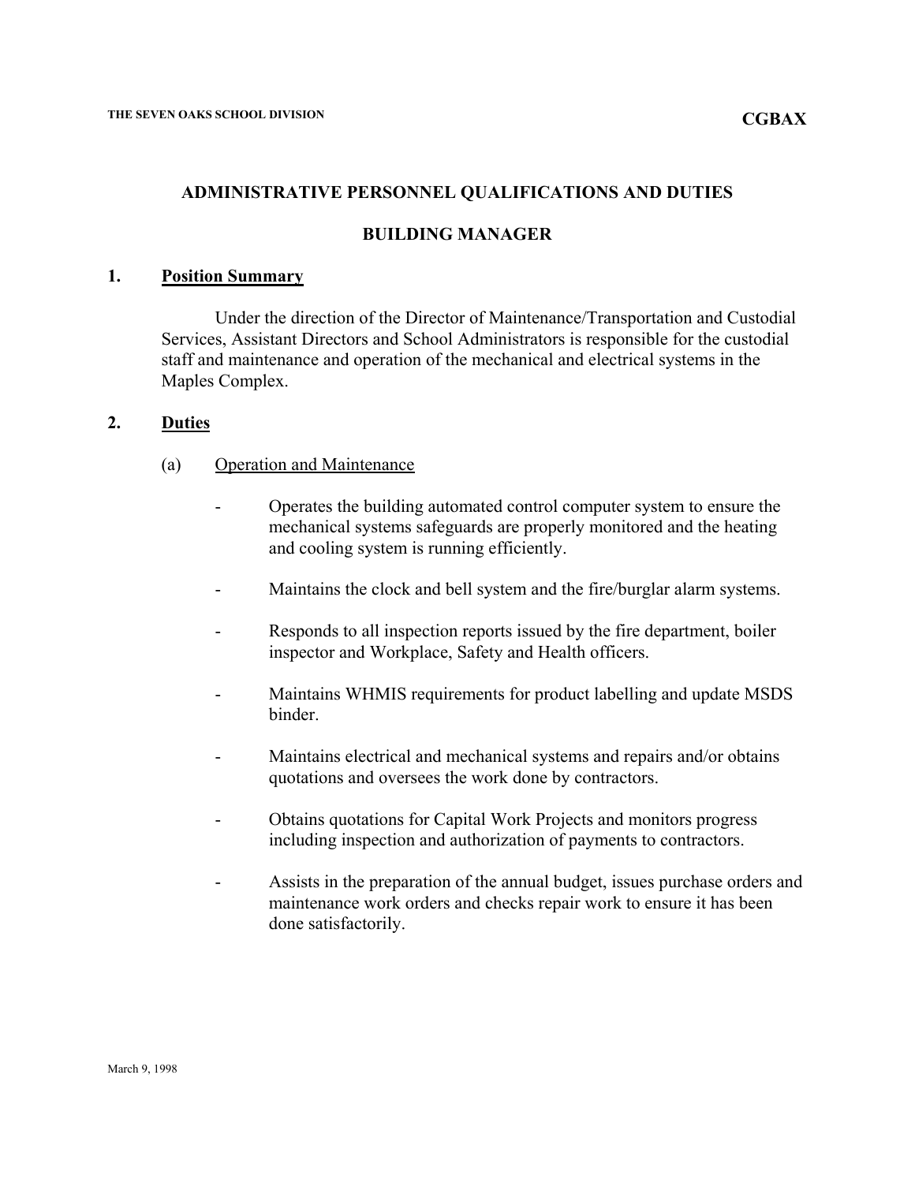THE SEVEN OAKS SCHOOL DIVISION **CGBAX**

## ADMINISTRATIVE PERSONNEL QUALIFICATIONS AND DUTIES

## BUILDING MANAGER

### 1. Position Summary

Under the direction of the Director of Maintenance/Transportation and Custodial Services, Assistant Directors and School Administrators is responsible for the custodial staff and maintenance and operation of the mechanical and electrical systems in the Maples Complex.

### 2. Duties

(a) Operation and Maintenance

- Operates the building automated control computer system to ensure the mechanical systems safeguards are properly monitored and the heating and cooling system is running efficiently.
- Maintains the clock and bell system and the fire/burglar alarm systems.
- Responds to all inspection reports issued by the fire department, boiler inspector and Workplace, Safety and Health officers.
- Maintains WHMIS requirements for product labelling and update MSDS binder.
- Maintains electrical and mechanical systems and repairs and/or obtains quotations and oversees the work done by contractors.
- Obtains quotations for Capital Work Projects and monitors progress including inspection and authorization of payments to contractors.
- Assists in the preparation of the annual budget, issues purchase orders and maintenance work orders and checks repair work to ensure it has been done satisfactorily.

March 9, 1998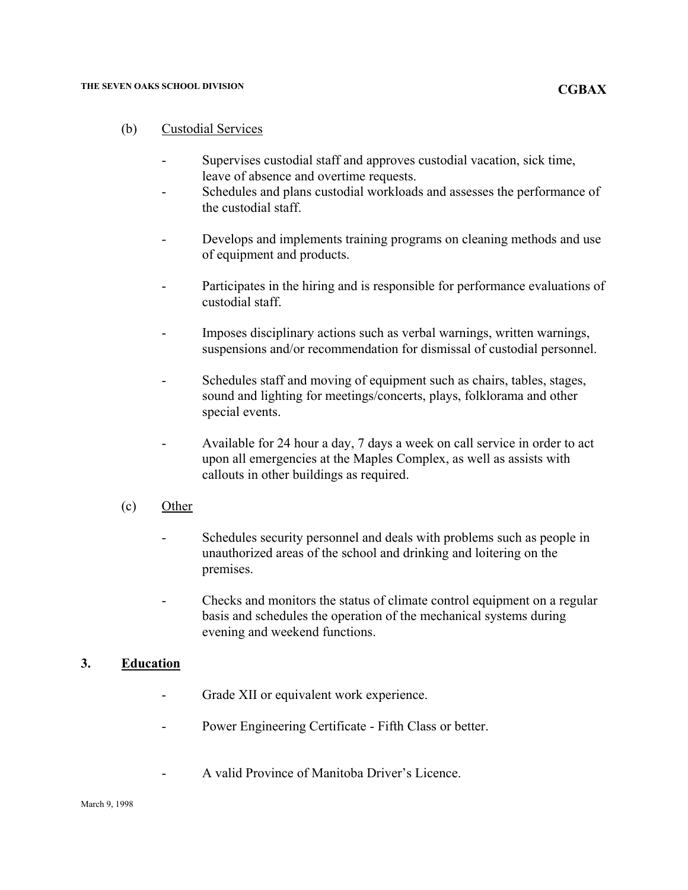(b) Custodial Services

- Supervises custodial staff and approves custodial vacation, sick time, leave of absence and overtime requests.
- Schedules and plans custodial workloads and assesses the performance of the custodial staff.
- Develops and implements training programs on cleaning methods and use of equipment and products.
- Participates in the hiring and is responsible for performance evaluations of custodial staff.
- Imposes disciplinary actions such as verbal warnings, written warnings, suspensions and/or recommendation for dismissal of custodial personnel.
- Schedules staff and moving of equipment such as chairs, tables, stages, sound and lighting for meetings/concerts, plays, folklorama and other special events.
- Available for 24 hour a day, 7 days a week on call service in order to act upon all emergencies at the Maples Complex, as well as assists with callouts in other buildings as required.

(c) Other

- Schedules security personnel and deals with problems such as people in unauthorized areas of the school and drinking and loitering on the premises.
- Checks and monitors the status of climate control equipment on a regular basis and schedules the operation of the mechanical systems during evening and weekend functions.

## 3. Education

- Grade XII or equivalent work experience.
- Power Engineering Certificate - Fifth Class or better.
- A valid Province of Manitoba Driver's Licence.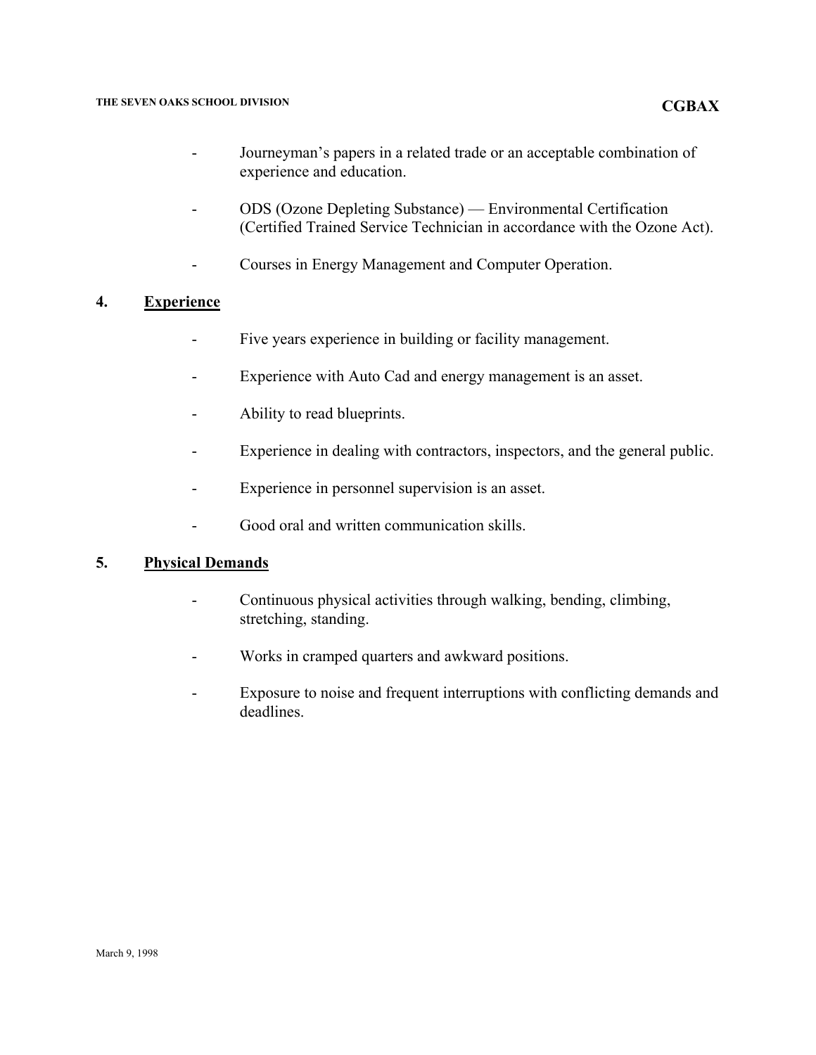- Journeyman's papers in a related trade or an acceptable combination of experience and education.

- ODS (Ozone Depleting Substance) — Environmental Certification (Certified Trained Service Technician in accordance with the Ozone Act).

- Courses in Energy Management and Computer Operation.

## 4. Experience

- Five years experience in building or facility management.

- Experience with Auto Cad and energy management is an asset.

- Ability to read blueprints.

- Experience in dealing with contractors, inspectors, and the general public.

- Experience in personnel supervision is an asset.

- Good oral and written communication skills.

## 5. Physical Demands

- Continuous physical activities through walking, bending, climbing, stretching, standing.

- Works in cramped quarters and awkward positions.

- Exposure to noise and frequent interruptions with conflicting demands and deadlines.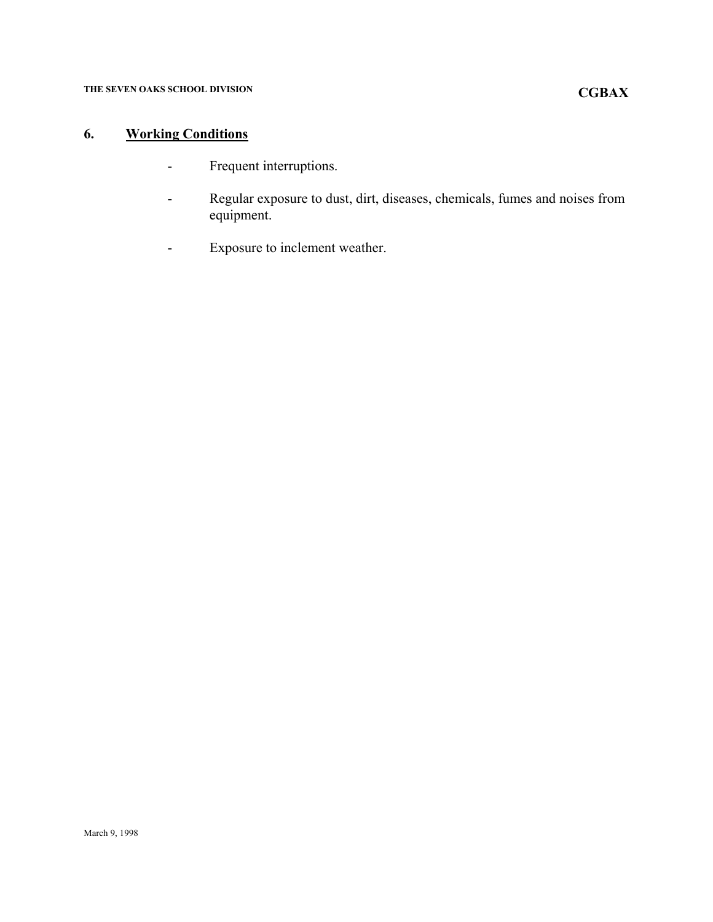## 6. Working Conditions

- Frequent interruptions.
- Regular exposure to dust, dirt, diseases, chemicals, fumes and noises from equipment.
- Exposure to inclement weather.